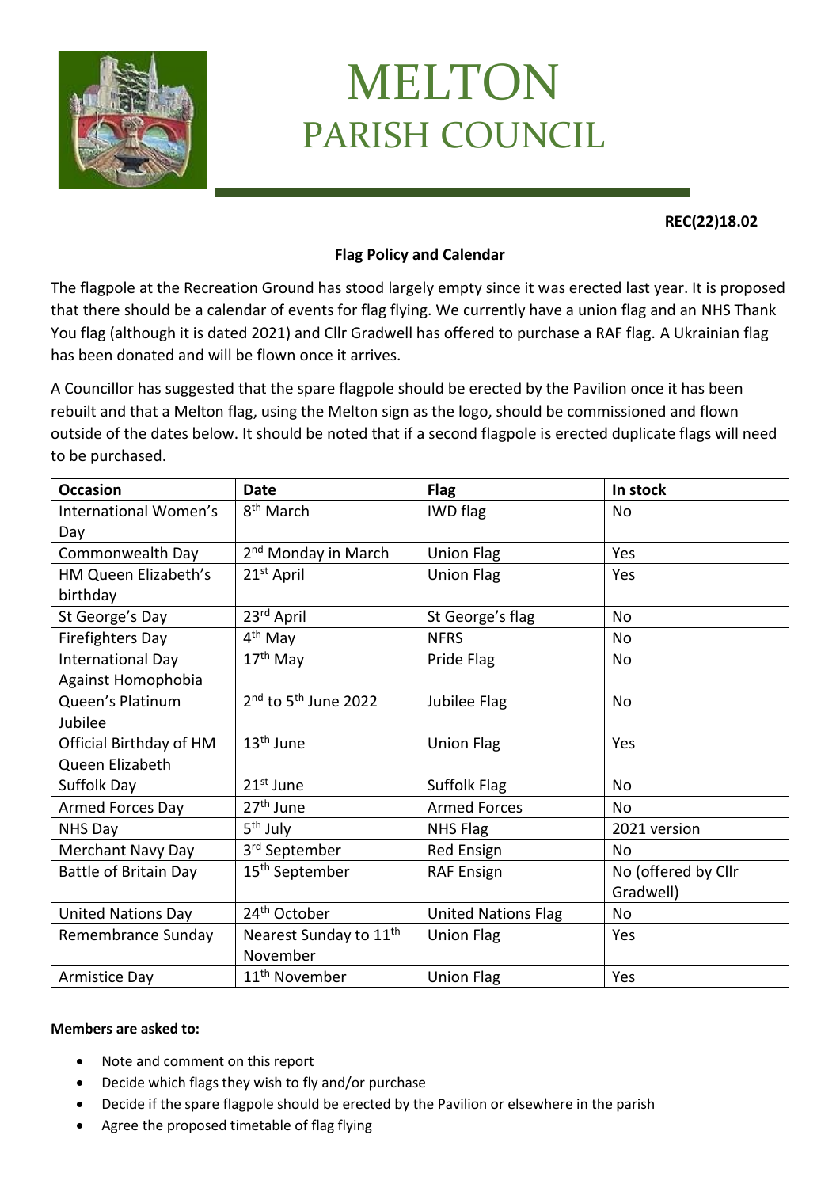# MELTON
## PARISH COUNCIL

**REC(22)18.02**

**Flag Policy and Calendar**

The flagpole at the Recreation Ground has stood largely empty since it was erected last year. It is proposed that there should be a calendar of events for flag flying. We currently have a union flag and an NHS Thank You flag (although it is dated 2021) and Cllr Gradwell has offered to purchase a RAF flag. A Ukrainian flag has been donated and will be flown once it arrives.

A Councillor has suggested that the spare flagpole should be erected by the Pavilion once it has been rebuilt and that a Melton flag, using the Melton sign as the logo, should be commissioned and flown outside of the dates below. It should be noted that if a second flagpole is erected duplicate flags will need to be purchased.

| Occasion | Date | Flag | In stock |
|---|---|---|---|
| International Women's Day | 8th March | IWD flag | No |
| Commonwealth Day | 2nd Monday in March | Union Flag | Yes |
| HM Queen Elizabeth's birthday | 21st April | Union Flag | Yes |
| St George's Day | 23rd April | St George's flag | No |
| Firefighters Day | 4th May | NFRS | No |
| International Day Against Homophobia | 17th May | Pride Flag | No |
| Queen's Platinum Jubilee | 2nd to 5th June 2022 | Jubilee Flag | No |
| Official Birthday of HM Queen Elizabeth | 13th June | Union Flag | Yes |
| Suffolk Day | 21st June | Suffolk Flag | No |
| Armed Forces Day | 27th June | Armed Forces | No |
| NHS Day | 5th July | NHS Flag | 2021 version |
| Merchant Navy Day | 3rd September | Red Ensign | No |
| Battle of Britain Day | 15th September | RAF Ensign | No (offered by Cllr Gradwell) |
| United Nations Day | 24th October | United Nations Flag | No |
| Remembrance Sunday | Nearest Sunday to 11th November | Union Flag | Yes |
| Armistice Day | 11th November | Union Flag | Yes |

**Members are asked to:**

- Note and comment on this report
- Decide which flags they wish to fly and/or purchase
- Decide if the spare flagpole should be erected by the Pavilion or elsewhere in the parish
- Agree the proposed timetable of flag flying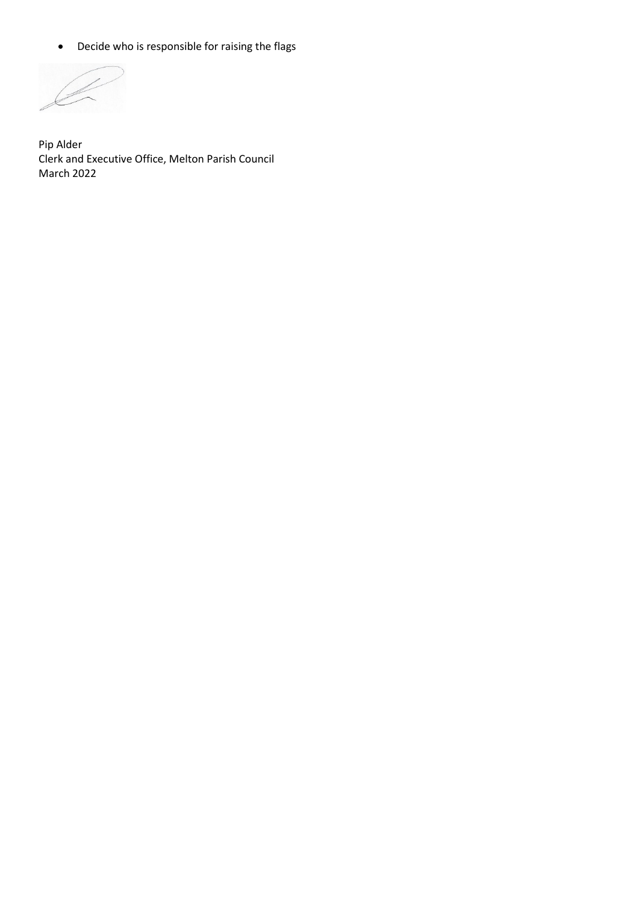- Decide who is responsible for raising the flags

Pip Alder
Clerk and Executive Office, Melton Parish Council
March 2022